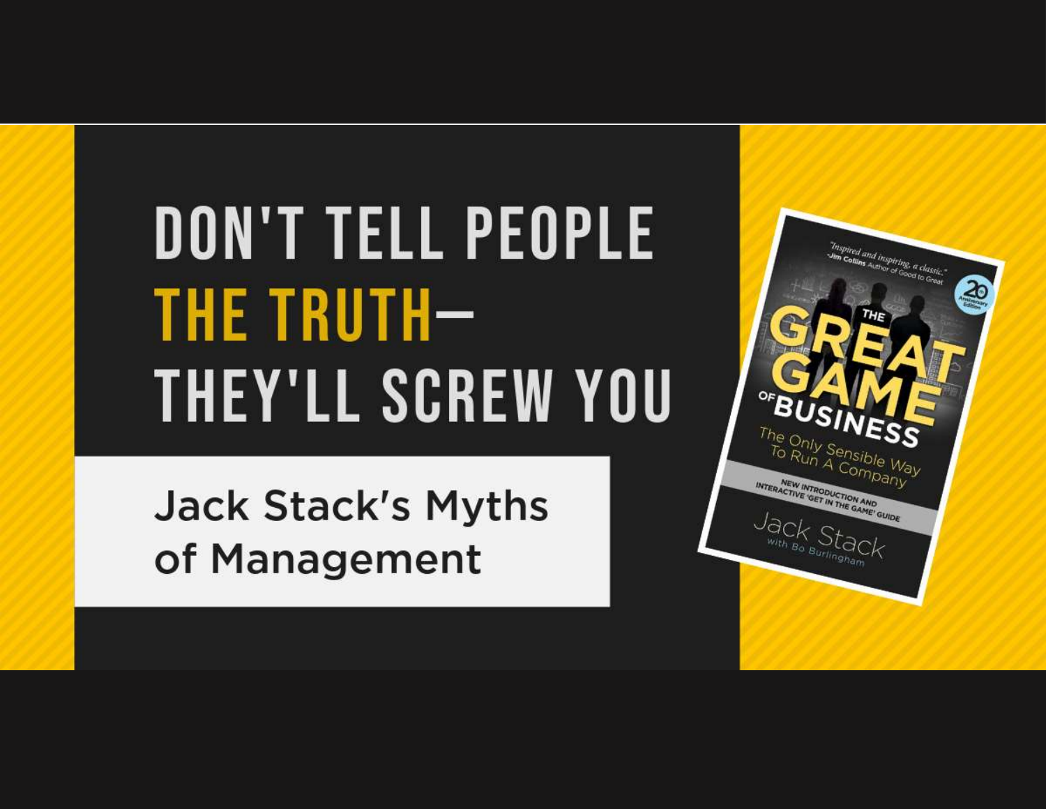# DON'T TELL PEOPLE THE TRUTH— THEY'LL SCREW YOU

## Jack Stack's Myths of Management

"Inspired and inspiring, a classic." -Jim Collins Author of Good to Great

20th Anniversary Edition

THE GREAT GAME OF BUSINESS

The Only Sensible Way To Run A Company

NEW INTRODUCTION AND INTERACTIVE 'GET IN THE GAME' GUIDE

Jack Stack with Bo Burlingham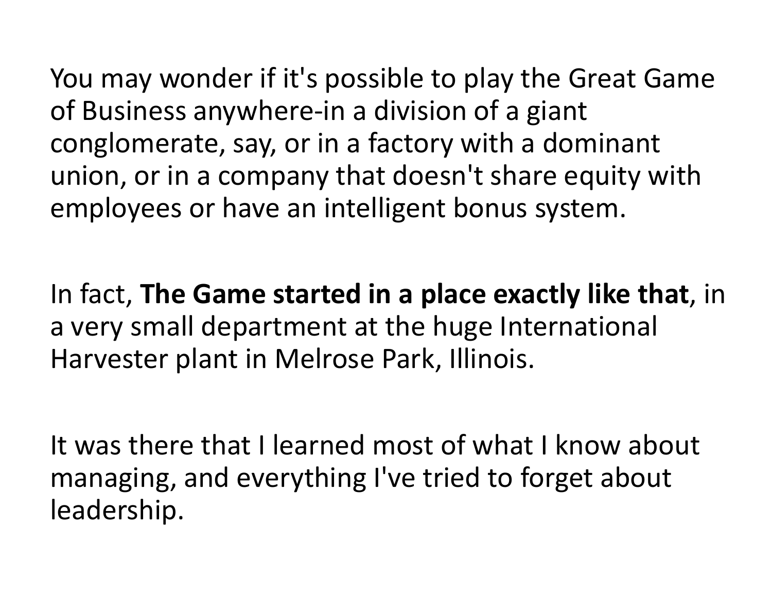You may wonder if it's possible to play the Great Game of Business anywhere-in a division of a giant conglomerate, say, or in a factory with a dominant union, or in a company that doesn't share equity with employees or have an intelligent bonus system.

In fact, **The Game started in a place exactly like that**, in a very small department at the huge International Harvester plant in Melrose Park, Illinois.

It was there that I learned most of what I know about managing, and everything I've tried to forget about leadership.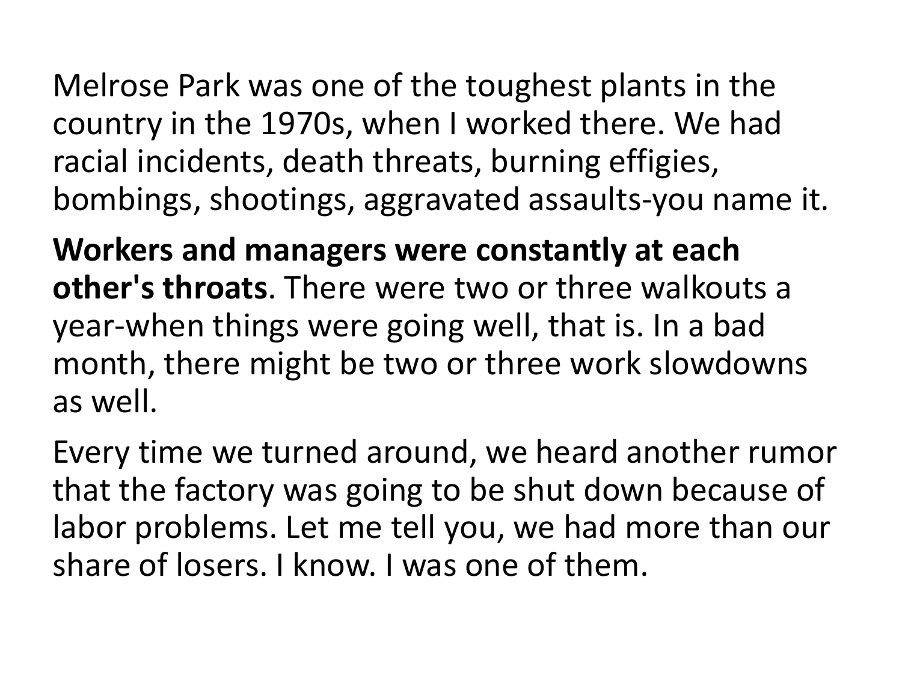Melrose Park was one of the toughest plants in the country in the 1970s, when I worked there. We had racial incidents, death threats, burning effigies, bombings, shootings, aggravated assaults-you name it.

**Workers and managers were constantly at each other's throats**. There were two or three walkouts a year-when things were going well, that is. In a bad month, there might be two or three work slowdowns as well.

Every time we turned around, we heard another rumor that the factory was going to be shut down because of labor problems. Let me tell you, we had more than our share of losers. I know. I was one of them.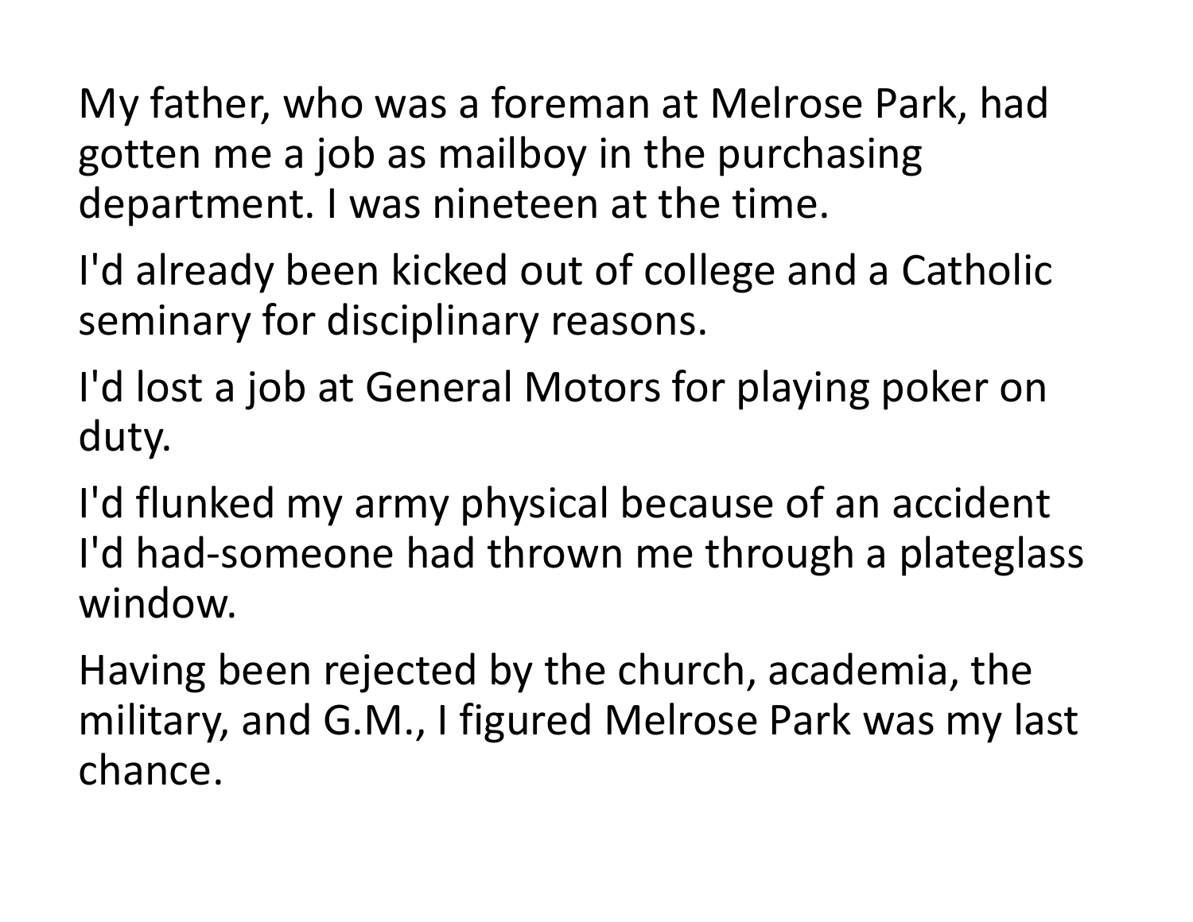My father, who was a foreman at Melrose Park, had gotten me a job as mailboy in the purchasing department. I was nineteen at the time.

I'd already been kicked out of college and a Catholic seminary for disciplinary reasons.

I'd lost a job at General Motors for playing poker on duty.

I'd flunked my army physical because of an accident I'd had-someone had thrown me through a plateglass window.

Having been rejected by the church, academia, the military, and G.M., I figured Melrose Park was my last chance.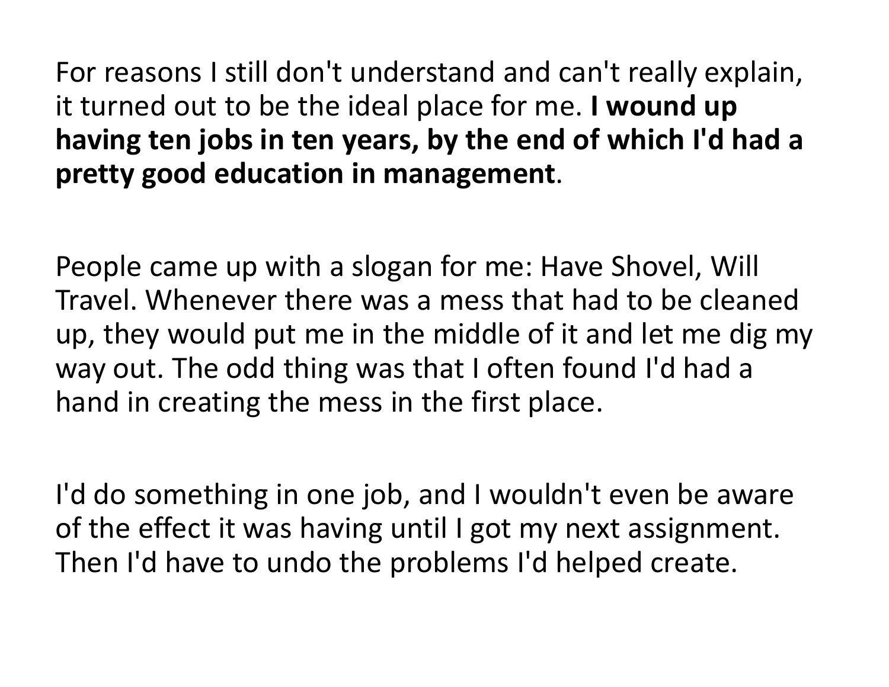For reasons I still don't understand and can't really explain, it turned out to be the ideal place for me. **I wound up having ten jobs in ten years, by the end of which I'd had a pretty good education in management**.

People came up with a slogan for me: Have Shovel, Will Travel. Whenever there was a mess that had to be cleaned up, they would put me in the middle of it and let me dig my way out. The odd thing was that I often found I'd had a hand in creating the mess in the first place.

I'd do something in one job, and I wouldn't even be aware of the effect it was having until I got my next assignment. Then I'd have to undo the problems I'd helped create.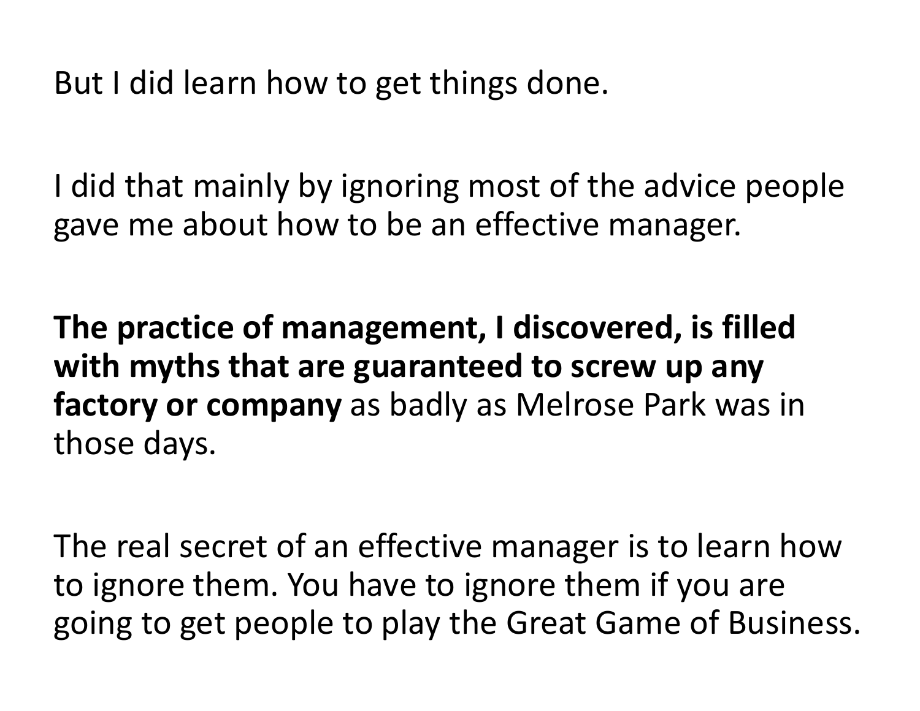But I did learn how to get things done.

I did that mainly by ignoring most of the advice people gave me about how to be an effective manager.

**The practice of management, I discovered, is filled with myths that are guaranteed to screw up any factory or company** as badly as Melrose Park was in those days.

The real secret of an effective manager is to learn how to ignore them. You have to ignore them if you are going to get people to play the Great Game of Business.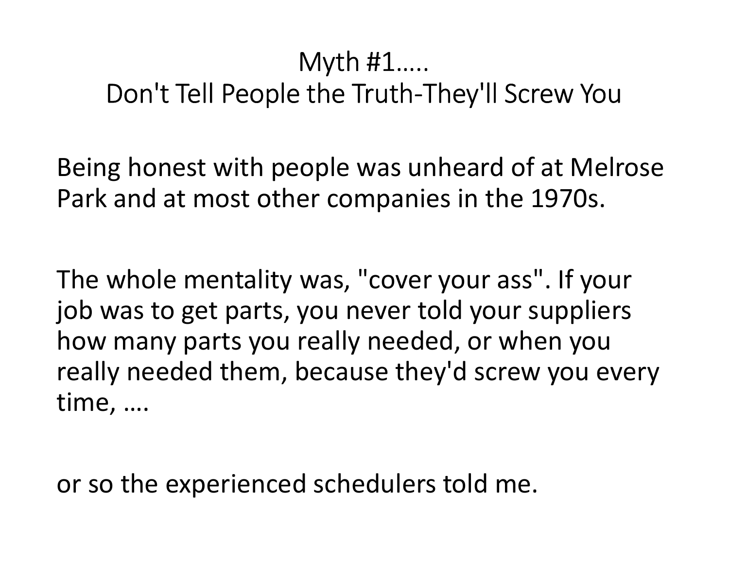# Myth #1…..
# Don't Tell People the Truth-They'll Screw You

Being honest with people was unheard of at Melrose Park and at most other companies in the 1970s.

The whole mentality was, "cover your ass". If your job was to get parts, you never told your suppliers how many parts you really needed, or when you really needed them, because they'd screw you every time, ….

or so the experienced schedulers told me.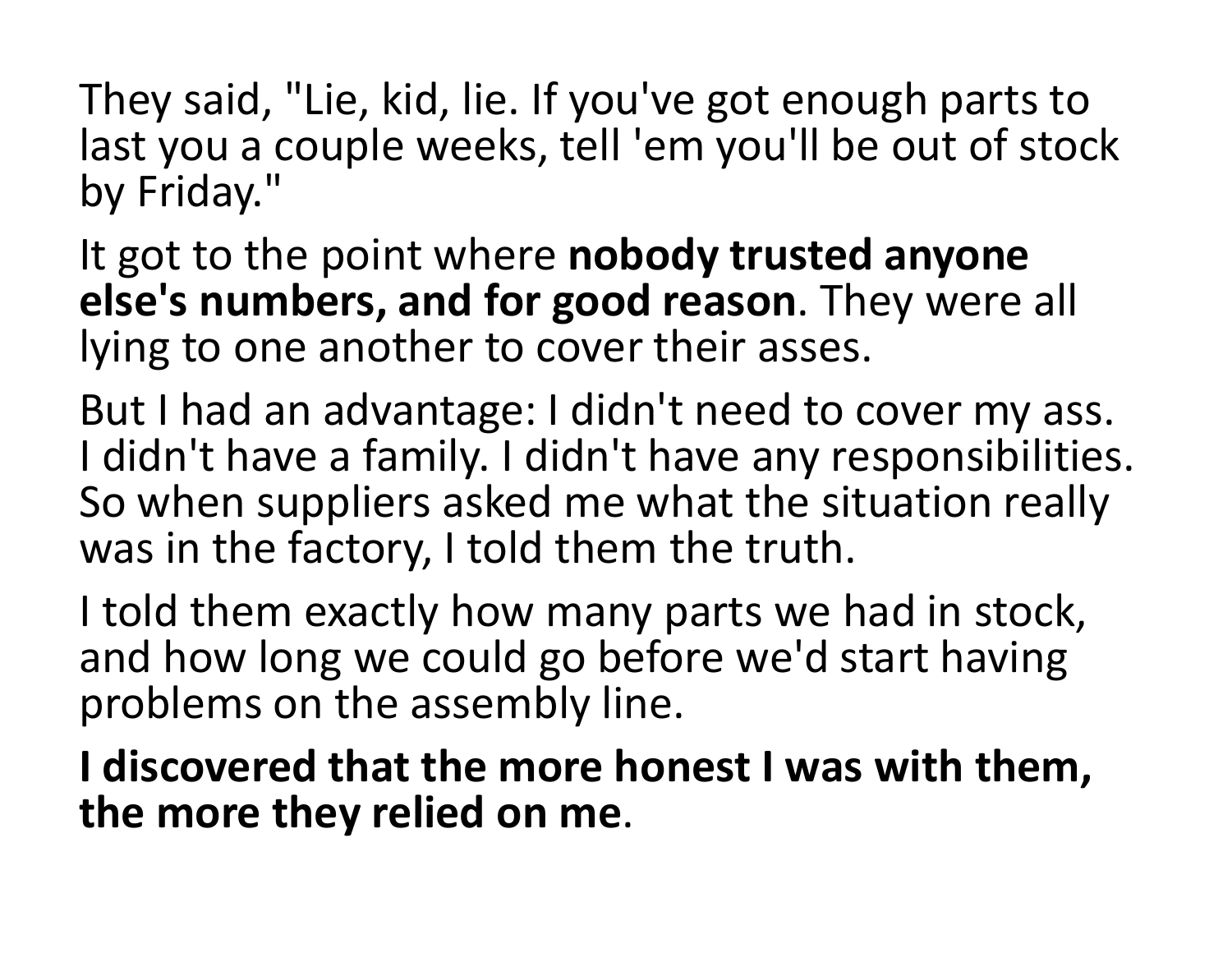They said, "Lie, kid, lie. If you've got enough parts to last you a couple weeks, tell 'em you'll be out of stock by Friday."

It got to the point where **nobody trusted anyone else's numbers, and for good reason**. They were all lying to one another to cover their asses.

But I had an advantage: I didn't need to cover my ass. I didn't have a family. I didn't have any responsibilities. So when suppliers asked me what the situation really was in the factory, I told them the truth.

I told them exactly how many parts we had in stock, and how long we could go before we'd start having problems on the assembly line.

**I discovered that the more honest I was with them, the more they relied on me**.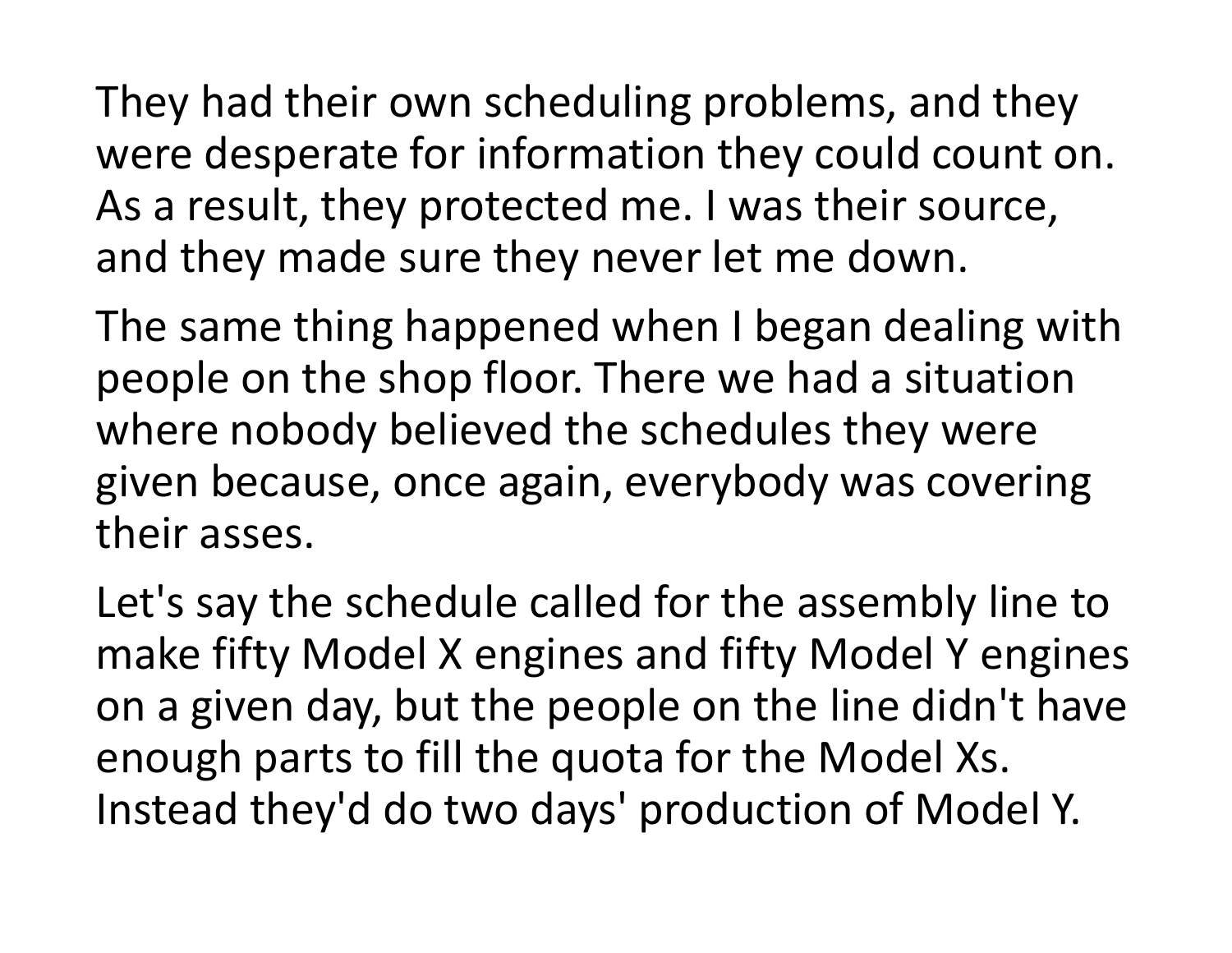They had their own scheduling problems, and they were desperate for information they could count on. As a result, they protected me. I was their source, and they made sure they never let me down.

The same thing happened when I began dealing with people on the shop floor. There we had a situation where nobody believed the schedules they were given because, once again, everybody was covering their asses.

Let's say the schedule called for the assembly line to make fifty Model X engines and fifty Model Y engines on a given day, but the people on the line didn't have enough parts to fill the quota for the Model Xs. Instead they'd do two days' production of Model Y.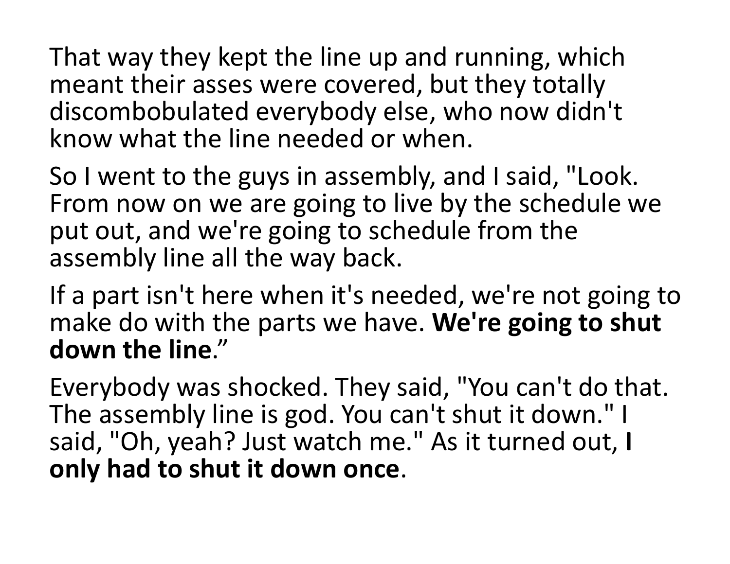That way they kept the line up and running, which meant their asses were covered, but they totally discombobulated everybody else, who now didn't know what the line needed or when.

So I went to the guys in assembly, and I said, "Look. From now on we are going to live by the schedule we put out, and we're going to schedule from the assembly line all the way back.

If a part isn't here when it's needed, we're not going to make do with the parts we have. **We're going to shut down the line**."

Everybody was shocked. They said, "You can't do that. The assembly line is god. You can't shut it down." I said, "Oh, yeah? Just watch me." As it turned out, **I only had to shut it down once**.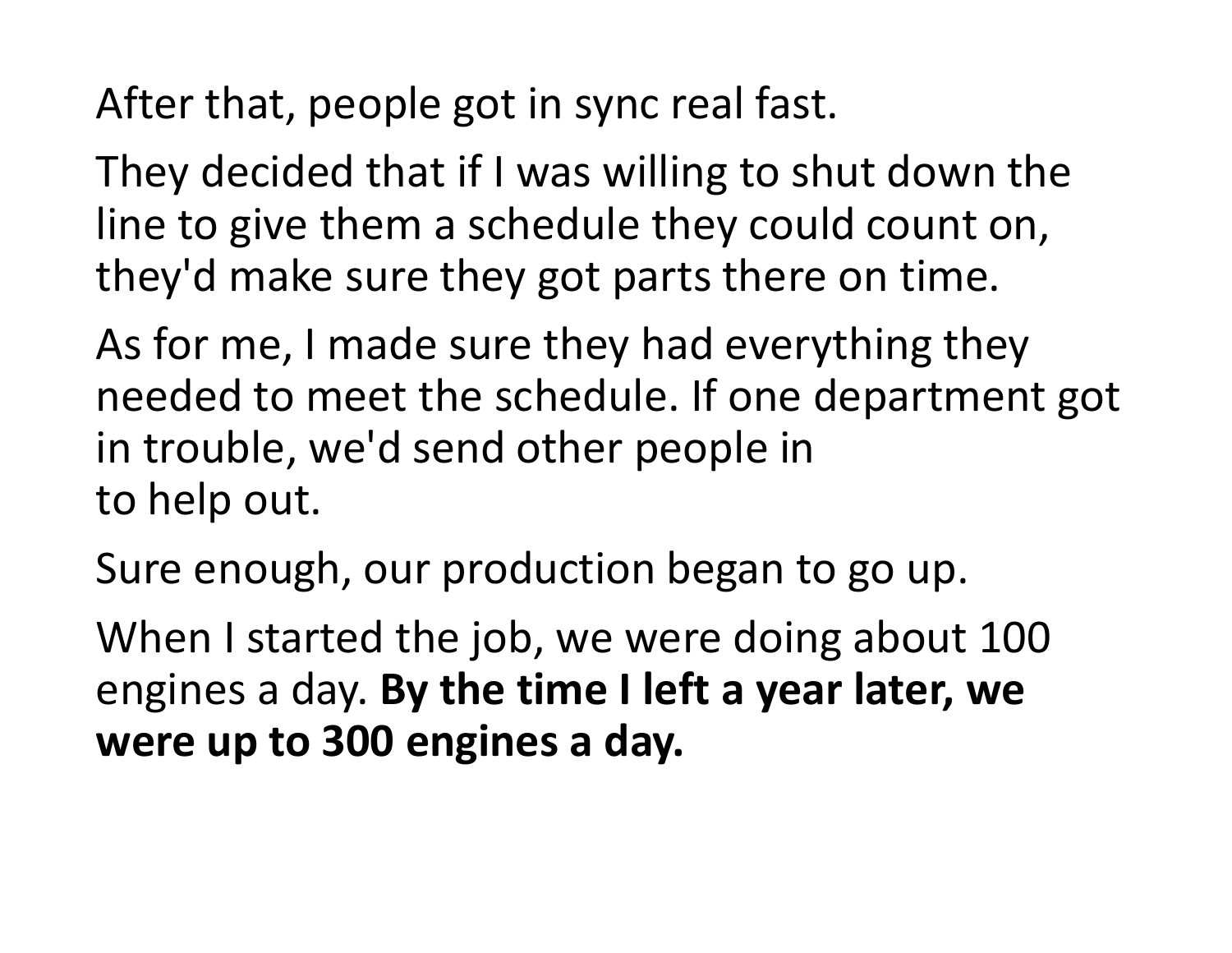After that, people got in sync real fast.

They decided that if I was willing to shut down the line to give them a schedule they could count on, they'd make sure they got parts there on time.

As for me, I made sure they had everything they needed to meet the schedule. If one department got in trouble, we'd send other people in to help out.

Sure enough, our production began to go up.

When I started the job, we were doing about 100 engines a day. **By the time I left a year later, we were up to 300 engines a day.**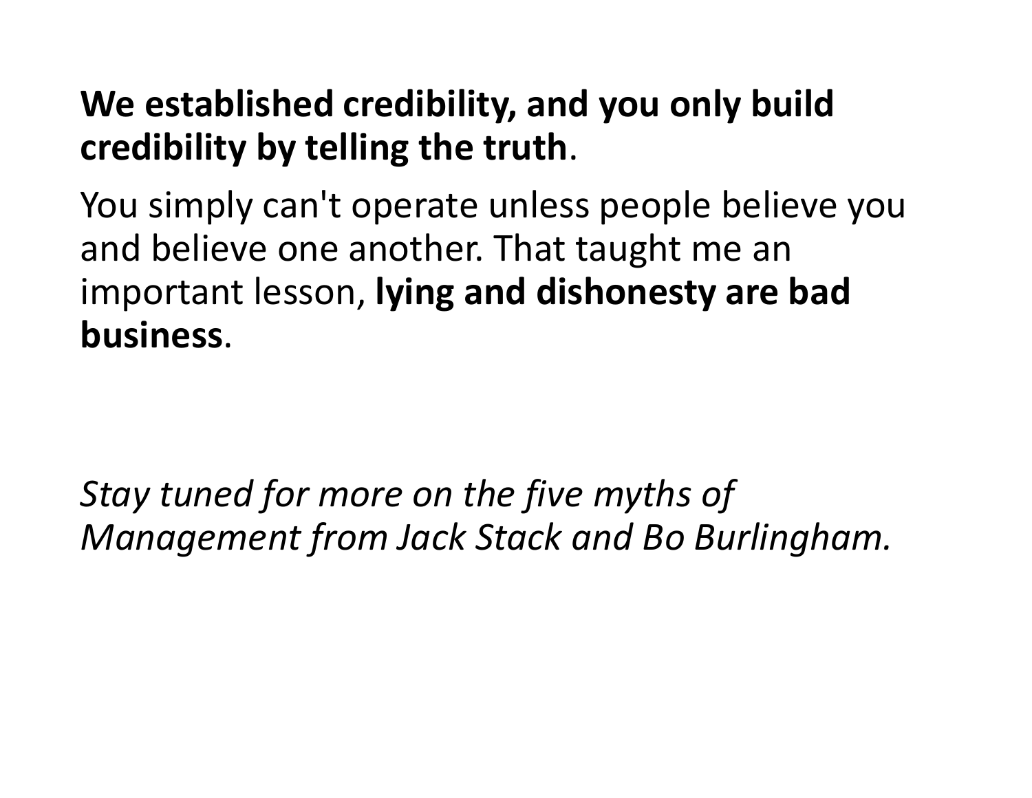**We established credibility, and you only build credibility by telling the truth**.

You simply can't operate unless people believe you and believe one another. That taught me an important lesson, **lying and dishonesty are bad business**.

*Stay tuned for more on the five myths of Management from Jack Stack and Bo Burlingham.*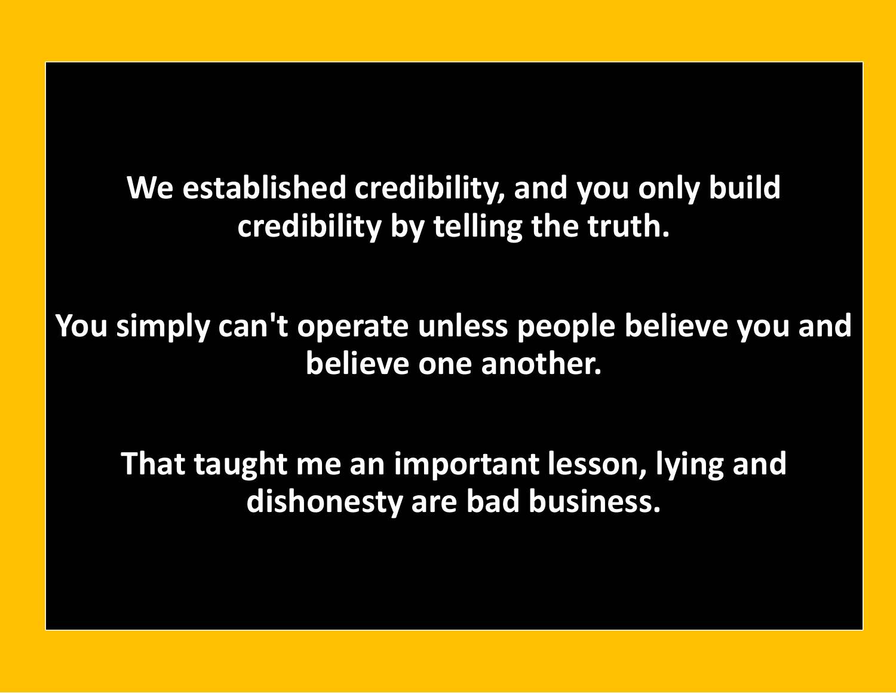**We established credibility, and you only build credibility by telling the truth.**

**You simply can't operate unless people believe you and believe one another.**

**That taught me an important lesson, lying and dishonesty are bad business.**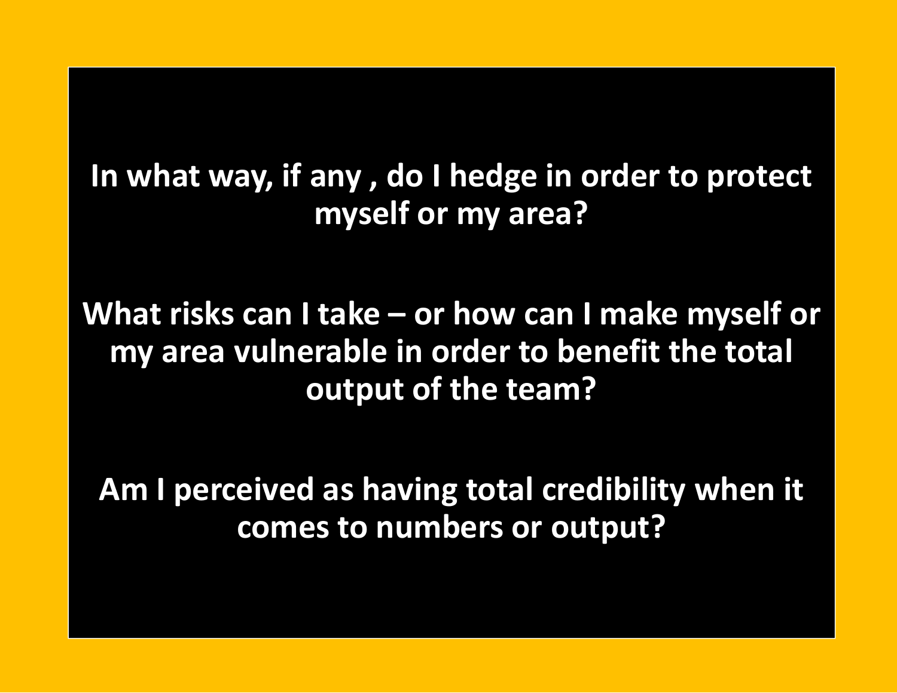**In what way, if any , do I hedge in order to protect myself or my area?**

**What risks can I take – or how can I make myself or my area vulnerable in order to benefit the total output of the team?**

**Am I perceived as having total credibility when it comes to numbers or output?**